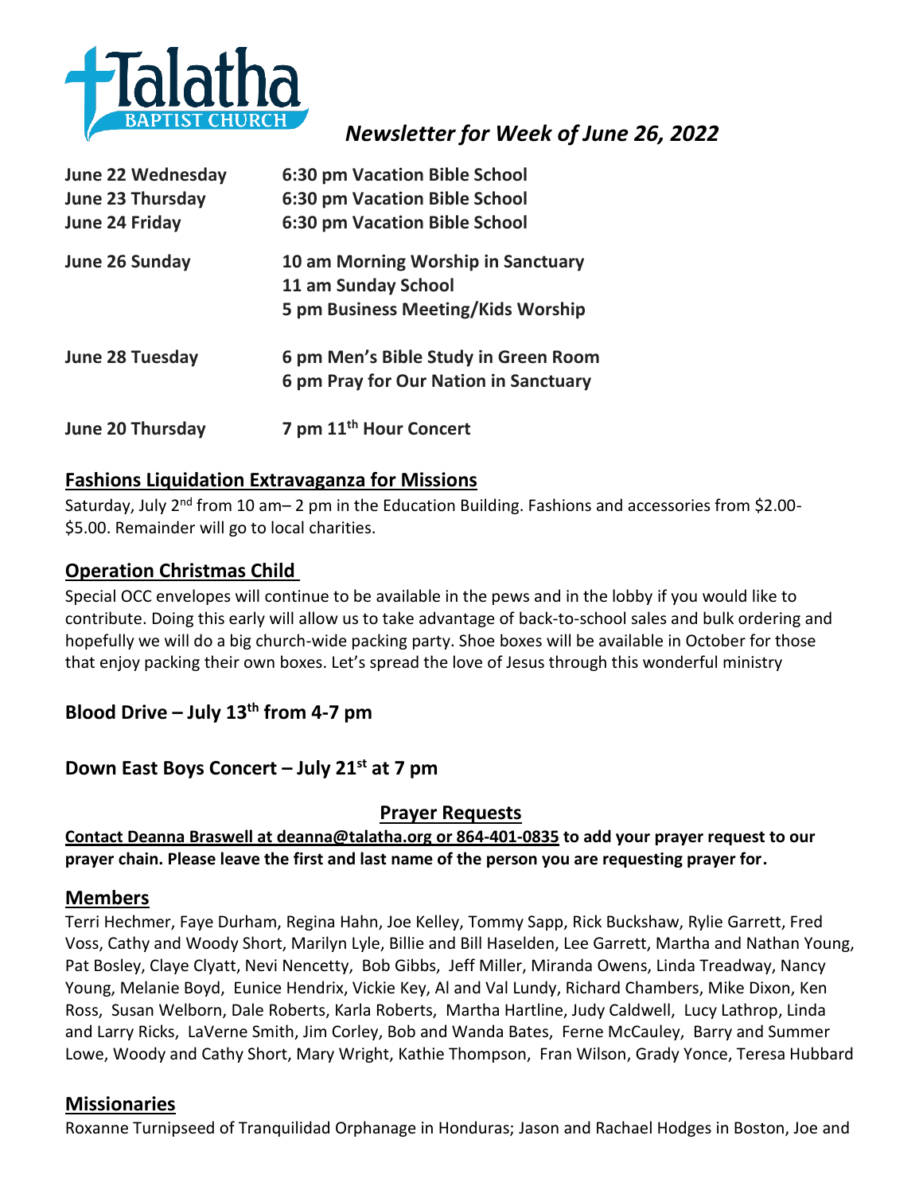# Talatha Baptist Church

## *Newsletter for Week of June 26, 2022*

| | |
|---|---|
| **June 22 Wednesday** | **6:30 pm Vacation Bible School** |
| **June 23 Thursday** | **6:30 pm Vacation Bible School** |
| **June 24 Friday** | **6:30 pm Vacation Bible School** |
| **June 26 Sunday** | **10 am Morning Worship in Sanctuary**<br>**11 am Sunday School**<br>**5 pm Business Meeting/Kids Worship** |
| **June 28 Tuesday** | **6 pm Men's Bible Study in Green Room**<br>**6 pm Pray for Our Nation in Sanctuary** |
| **June 20 Thursday** | **7 pm 11th Hour Concert** |

## Fashions Liquidation Extravaganza for Missions

Saturday, July 2nd from 10 am– 2 pm in the Education Building. Fashions and accessories from $2.00-$5.00. Remainder will go to local charities.

## Operation Christmas Child

Special OCC envelopes will continue to be available in the pews and in the lobby if you would like to contribute. Doing this early will allow us to take advantage of back-to-school sales and bulk ordering and hopefully we will do a big church-wide packing party. Shoe boxes will be available in October for those that enjoy packing their own boxes. Let's spread the love of Jesus through this wonderful ministry

## Blood Drive – July 13th from 4-7 pm

## Down East Boys Concert – July 21st at 7 pm

## Prayer Requests

**Contact Deanna Braswell at deanna@talatha.org or 864-401-0835 to add your prayer request to our prayer chain. Please leave the first and last name of the person you are requesting prayer for.**

### Members

Terri Hechmer, Faye Durham, Regina Hahn, Joe Kelley, Tommy Sapp, Rick Buckshaw, Rylie Garrett, Fred Voss, Cathy and Woody Short, Marilyn Lyle, Billie and Bill Haselden, Lee Garrett, Martha and Nathan Young, Pat Bosley, Claye Clyatt, Nevi Nencetty, Bob Gibbs, Jeff Miller, Miranda Owens, Linda Treadway, Nancy Young, Melanie Boyd, Eunice Hendrix, Vickie Key, Al and Val Lundy, Richard Chambers, Mike Dixon, Ken Ross, Susan Welborn, Dale Roberts, Karla Roberts, Martha Hartline, Judy Caldwell, Lucy Lathrop, Linda and Larry Ricks, LaVerne Smith, Jim Corley, Bob and Wanda Bates, Ferne McCauley, Barry and Summer Lowe, Woody and Cathy Short, Mary Wright, Kathie Thompson, Fran Wilson, Grady Yonce, Teresa Hubbard

### Missionaries

Roxanne Turnipseed of Tranquilidad Orphanage in Honduras; Jason and Rachael Hodges in Boston, Joe and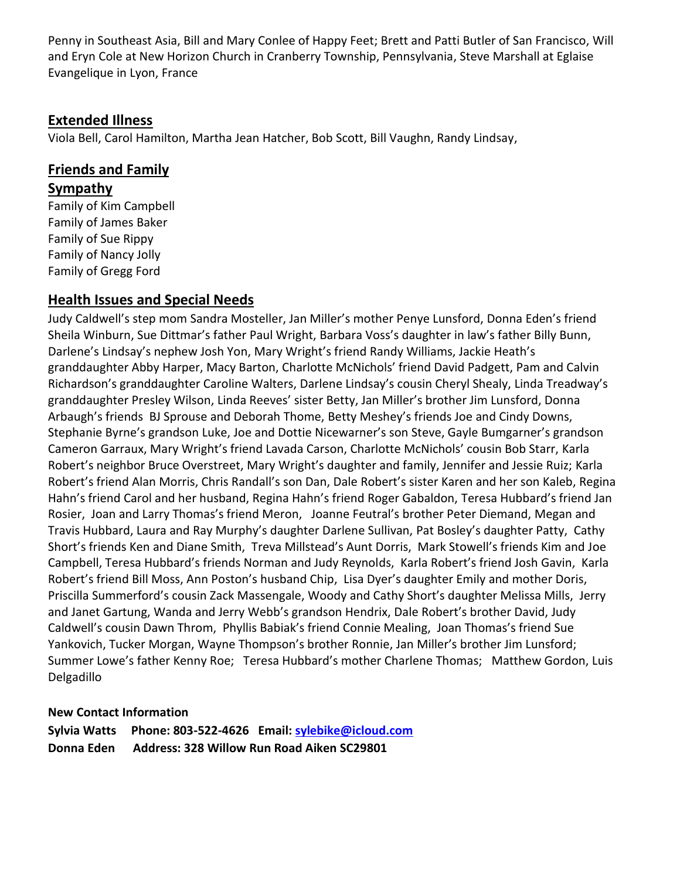Penny in Southeast Asia, Bill and Mary Conlee of Happy Feet; Brett and Patti Butler of San Francisco, Will and Eryn Cole at New Horizon Church in Cranberry Township, Pennsylvania, Steve Marshall at Eglaise Evangelique in Lyon, France

## Extended Illness

Viola Bell, Carol Hamilton, Martha Jean Hatcher, Bob Scott, Bill Vaughn, Randy Lindsay,

## Friends and Family

## Sympathy

Family of Kim Campbell
Family of James Baker
Family of Sue Rippy
Family of Nancy Jolly
Family of Gregg Ford

## Health Issues and Special Needs

Judy Caldwell's step mom Sandra Mosteller, Jan Miller's mother Penye Lunsford, Donna Eden's friend Sheila Winburn, Sue Dittmar's father Paul Wright, Barbara Voss's daughter in law's father Billy Bunn, Darlene's Lindsay's nephew Josh Yon, Mary Wright's friend Randy Williams, Jackie Heath's granddaughter Abby Harper, Macy Barton, Charlotte McNichols' friend David Padgett, Pam and Calvin Richardson's granddaughter Caroline Walters, Darlene Lindsay's cousin Cheryl Shealy, Linda Treadway's granddaughter Presley Wilson, Linda Reeves' sister Betty, Jan Miller's brother Jim Lunsford, Donna Arbaugh's friends BJ Sprouse and Deborah Thome, Betty Meshey's friends Joe and Cindy Downs, Stephanie Byrne's grandson Luke, Joe and Dottie Nicewarner's son Steve, Gayle Bumgarner's grandson Cameron Garraux, Mary Wright's friend Lavada Carson, Charlotte McNichols' cousin Bob Starr, Karla Robert's neighbor Bruce Overstreet, Mary Wright's daughter and family, Jennifer and Jessie Ruiz; Karla Robert's friend Alan Morris, Chris Randall's son Dan, Dale Robert's sister Karen and her son Kaleb, Regina Hahn's friend Carol and her husband, Regina Hahn's friend Roger Gabaldon, Teresa Hubbard's friend Jan Rosier, Joan and Larry Thomas's friend Meron, Joanne Feutral's brother Peter Diemand, Megan and Travis Hubbard, Laura and Ray Murphy's daughter Darlene Sullivan, Pat Bosley's daughter Patty, Cathy Short's friends Ken and Diane Smith, Treva Millstead's Aunt Dorris, Mark Stowell's friends Kim and Joe Campbell, Teresa Hubbard's friends Norman and Judy Reynolds, Karla Robert's friend Josh Gavin, Karla Robert's friend Bill Moss, Ann Poston's husband Chip, Lisa Dyer's daughter Emily and mother Doris, Priscilla Summerford's cousin Zack Massengale, Woody and Cathy Short's daughter Melissa Mills, Jerry and Janet Gartung, Wanda and Jerry Webb's grandson Hendrix, Dale Robert's brother David, Judy Caldwell's cousin Dawn Throm, Phyllis Babiak's friend Connie Mealing, Joan Thomas's friend Sue Yankovich, Tucker Morgan, Wayne Thompson's brother Ronnie, Jan Miller's brother Jim Lunsford; Summer Lowe's father Kenny Roe; Teresa Hubbard's mother Charlene Thomas; Matthew Gordon, Luis Delgadillo

**New Contact Information**

**Sylvia Watts Phone: 803-522-4626 Email: sylebike@icloud.com**
**Donna Eden Address: 328 Willow Run Road Aiken SC29801**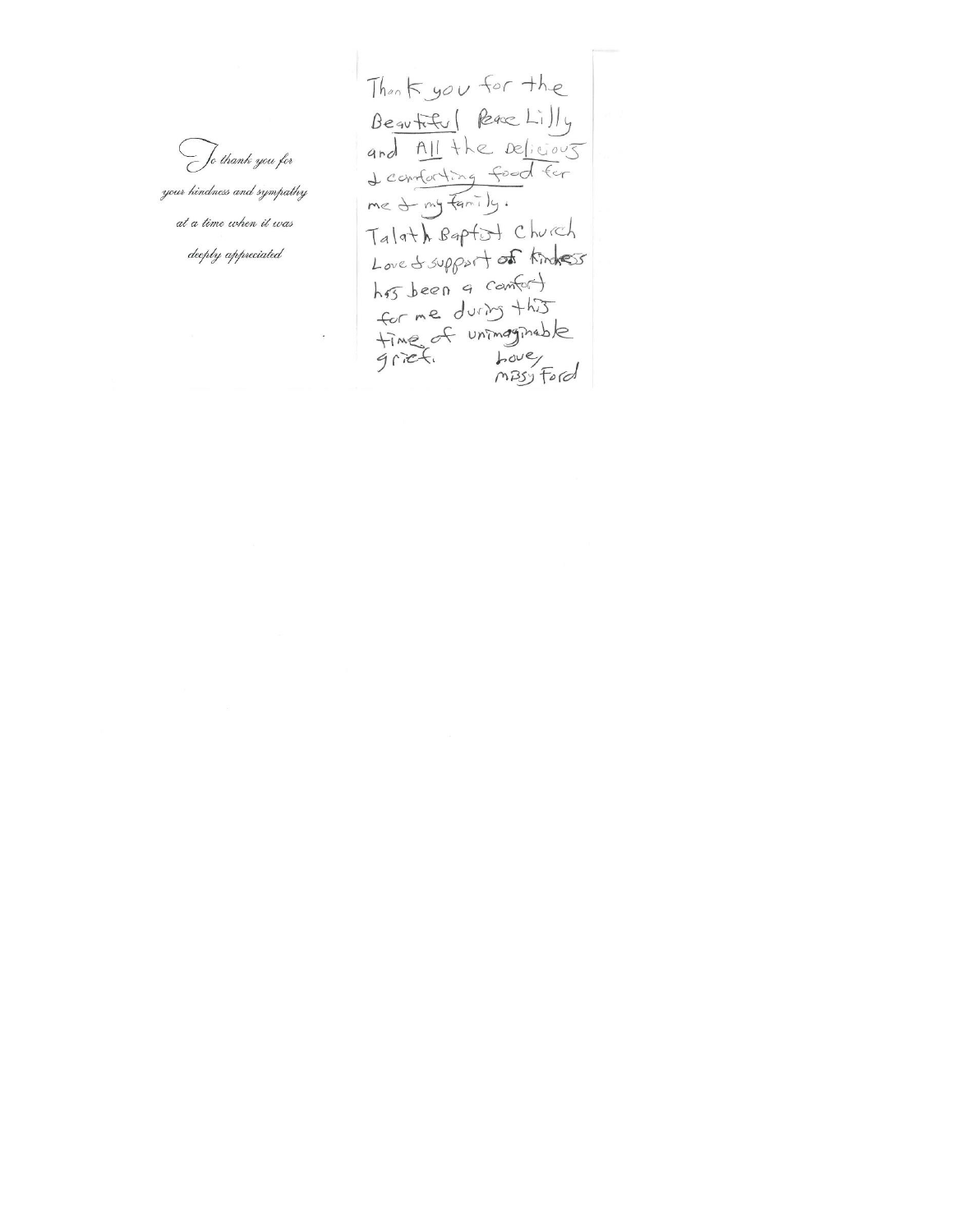*To thank you for your kindness and sympathy at a time when it was deeply appreciated*

Thank you for the Beautiful Peace Lilly and All the Delicious & comforting food for me & my family.

Talatha Baptist Church Love & support of kindness has been a comfort for me during this time of unimaginable grief.

Love,
Missy Ford